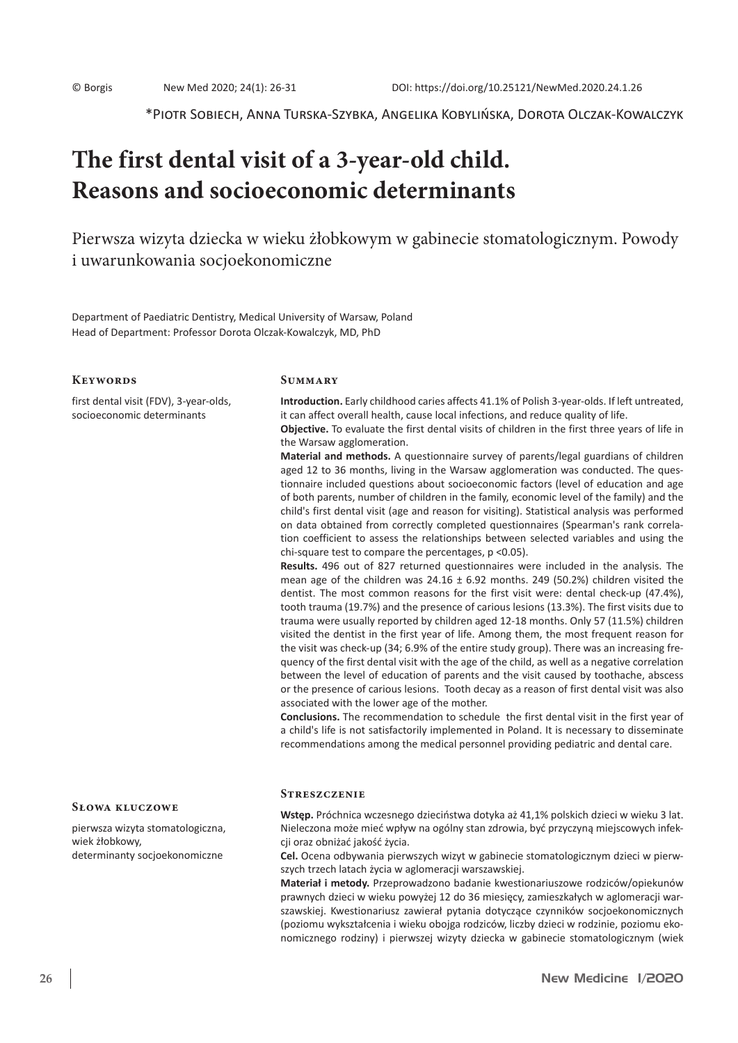© Borgis New Med 2020; 24(1): 26-31 DOI: https://doi.org/10.25121/NewMed.2020.24.1.26

*Piotr Sobiech, Anna Turska-Szybka, Angelika Kobylińska, Dorota Olczak-Kowalczyk

# The first dental visit of a 3-year-old child. Reasons and socioeconomic determinants

## Pierwsza wizyta dziecka w wieku żłobkowym w gabinecie stomatologicznym. Powody i uwarunkowania socjoekonomiczne

Department of Paediatric Dentistry, Medical University of Warsaw, Poland
Head of Department: Professor Dorota Olczak-Kowalczyk, MD, PhD

### Keywords

first dental visit (FDV), 3-year-olds, socioeconomic determinants

### Summary

**Introduction.** Early childhood caries affects 41.1% of Polish 3-year-olds. If left untreated, it can affect overall health, cause local infections, and reduce quality of life.

**Objective.** To evaluate the first dental visits of children in the first three years of life in the Warsaw agglomeration.

**Material and methods.** A questionnaire survey of parents/legal guardians of children aged 12 to 36 months, living in the Warsaw agglomeration was conducted. The questionnaire included questions about socioeconomic factors (level of education and age of both parents, number of children in the family, economic level of the family) and the child's first dental visit (age and reason for visiting). Statistical analysis was performed on data obtained from correctly completed questionnaires (Spearman's rank correlation coefficient to assess the relationships between selected variables and using the chi-square test to compare the percentages, $p < 0.05$).

**Results.** 496 out of 827 returned questionnaires were included in the analysis. The mean age of the children was 24.16 ± 6.92 months. 249 (50.2%) children visited the dentist. The most common reasons for the first visit were: dental check-up (47.4%), tooth trauma (19.7%) and the presence of carious lesions (13.3%). The first visits due to trauma were usually reported by children aged 12-18 months. Only 57 (11.5%) children visited the dentist in the first year of life. Among them, the most frequent reason for the visit was check-up (34; 6.9% of the entire study group). There was an increasing frequency of the first dental visit with the age of the child, as well as a negative correlation between the level of education of parents and the visit caused by toothache, abscess or the presence of carious lesions. Tooth decay as a reason of first dental visit was also associated with the lower age of the mother.

**Conclusions.** The recommendation to schedule the first dental visit in the first year of a child's life is not satisfactorily implemented in Poland. It is necessary to disseminate recommendations among the medical personnel providing pediatric and dental care.

### Słowa kluczowe

pierwsza wizyta stomatologiczna, wiek żłobkowy, determinanty socjoekonomiczne

### Streszczenie

**Wstęp.** Próchnica wczesnego dzieciństwa dotyka aż 41,1% polskich dzieci w wieku 3 lat. Nieleczona może mieć wpływ na ogólny stan zdrowia, być przyczyną miejscowych infekcji oraz obniżać jakość życia.

**Cel.** Ocena odbywania pierwszych wizyt w gabinecie stomatologicznym dzieci w pierwszych trzech latach życia w aglomeracji warszawskiej.

**Materiał i metody.** Przeprowadzono badanie kwestionariuszowe rodziców/opiekunów prawnych dzieci w wieku powyżej 12 do 36 miesięcy, zamieszkałych w aglomeracji warszawskiej. Kwestionariusz zawierał pytania dotyczące czynników socjoekonomicznych (poziomu wykształcenia i wieku obojga rodziców, liczby dzieci w rodzinie, poziomu ekonomicznego rodziny) i pierwszej wizyty dziecka w gabinecie stomatologicznym (wiek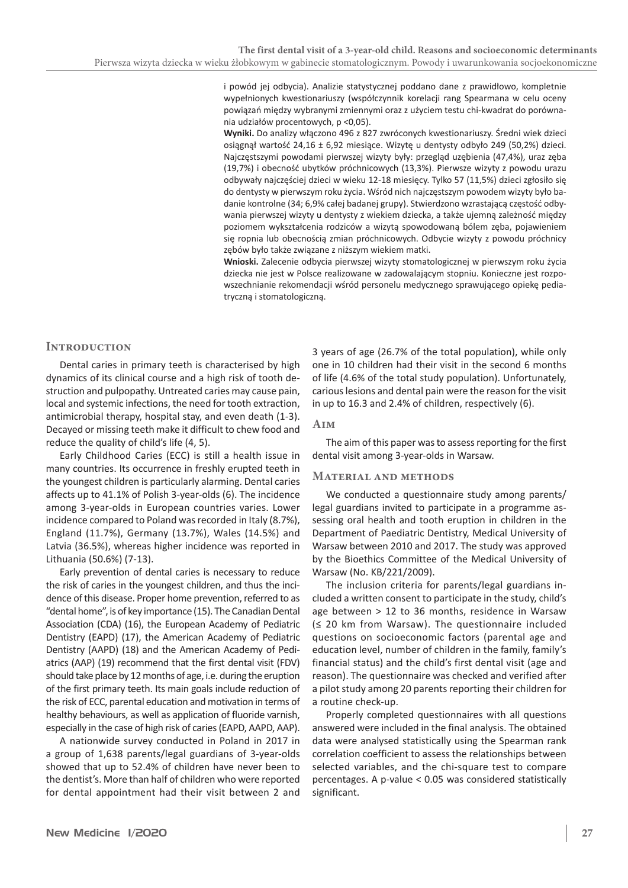i powód jej odbycia). Analizie statystycznej poddano dane z prawidłowo, kompletnie wypełnionych kwestionariuszy (współczynnik korelacji rang Spearmana w celu oceny powiązań między wybranymi zmiennymi oraz z użyciem testu chi-kwadrat do porównania udziałów procentowych, p <0,05).

**Wyniki.** Do analizy włączono 496 z 827 zwróconych kwestionariuszy. Średni wiek dzieci osiągnął wartość 24,16 ± 6,92 miesiące. Wizytę u dentysty odbyło 249 (50,2%) dzieci. Najczęstszymi powodami pierwszej wizyty były: przegląd uzębienia (47,4%), uraz zęba (19,7%) i obecność ubytków próchnicowych (13,3%). Pierwsze wizyty z powodu urazu odbywały najczęściej dzieci w wieku 12-18 miesięcy. Tylko 57 (11,5%) dzieci zgłosiło się do dentysty w pierwszym roku życia. Wśród nich najczęstszym powodem wizyty było badanie kontrolne (34; 6,9% całej badanej grupy). Stwierdzono wzrastającą częstość odbywania pierwszej wizyty u dentysty z wiekiem dziecka, a także ujemną zależność między poziomem wykształcenia rodziców a wizytą spowodowaną bólem zęba, pojawieniem się ropnia lub obecnością zmian próchnicowych. Odbycie wizyty z powodu próchnicy zębów było także związane z niższym wiekiem matki.

**Wnioski.** Zalecenie odbycia pierwszej wizyty stomatologicznej w pierwszym roku życia dziecka nie jest w Polsce realizowane w zadowalającym stopniu. Konieczne jest rozpowszechnianie rekomendacji wśród personelu medycznego sprawującego opiekę pediatryczną i stomatologiczną.

## Introduction

Dental caries in primary teeth is characterised by high dynamics of its clinical course and a high risk of tooth destruction and pulpopathy. Untreated caries may cause pain, local and systemic infections, the need for tooth extraction, antimicrobial therapy, hospital stay, and even death (1-3). Decayed or missing teeth make it difficult to chew food and reduce the quality of child's life (4, 5).

Early Childhood Caries (ECC) is still a health issue in many countries. Its occurrence in freshly erupted teeth in the youngest children is particularly alarming. Dental caries affects up to 41.1% of Polish 3-year-olds (6). The incidence among 3-year-olds in European countries varies. Lower incidence compared to Poland was recorded in Italy (8.7%), England (11.7%), Germany (13.7%), Wales (14.5%) and Latvia (36.5%), whereas higher incidence was reported in Lithuania (50.6%) (7-13).

Early prevention of dental caries is necessary to reduce the risk of caries in the youngest children, and thus the incidence of this disease. Proper home prevention, referred to as "dental home", is of key importance (15). The Canadian Dental Association (CDA) (16), the European Academy of Pediatric Dentistry (EAPD) (17), the American Academy of Pediatric Dentistry (AAPD) (18) and the American Academy of Pediatrics (AAP) (19) recommend that the first dental visit (FDV) should take place by 12 months of age, i.e. during the eruption of the first primary teeth. Its main goals include reduction of the risk of ECC, parental education and motivation in terms of healthy behaviours, as well as application of fluoride varnish, especially in the case of high risk of caries (EAPD, AAPD, AAP).

A nationwide survey conducted in Poland in 2017 in a group of 1,638 parents/legal guardians of 3-year-olds showed that up to 52.4% of children have never been to the dentist's. More than half of children who were reported for dental appointment had their visit between 2 and 3 years of age (26.7% of the total population), while only one in 10 children had their visit in the second 6 months of life (4.6% of the total study population). Unfortunately, carious lesions and dental pain were the reason for the visit in up to 16.3 and 2.4% of children, respectively (6).

## Aim

The aim of this paper was to assess reporting for the first dental visit among 3-year-olds in Warsaw.

## Material and methods

We conducted a questionnaire study among parents/legal guardians invited to participate in a programme assessing oral health and tooth eruption in children in the Department of Paediatric Dentistry, Medical University of Warsaw between 2010 and 2017. The study was approved by the Bioethics Committee of the Medical University of Warsaw (No. KB/221/2009).

The inclusion criteria for parents/legal guardians included a written consent to participate in the study, child's age between > 12 to 36 months, residence in Warsaw (≤ 20 km from Warsaw). The questionnaire included questions on socioeconomic factors (parental age and education level, number of children in the family, family's financial status) and the child's first dental visit (age and reason). The questionnaire was checked and verified after a pilot study among 20 parents reporting their children for a routine check-up.

Properly completed questionnaires with all questions answered were included in the final analysis. The obtained data were analysed statistically using the Spearman rank correlation coefficient to assess the relationships between selected variables, and the chi-square test to compare percentages. A p-value < 0.05 was considered statistically significant.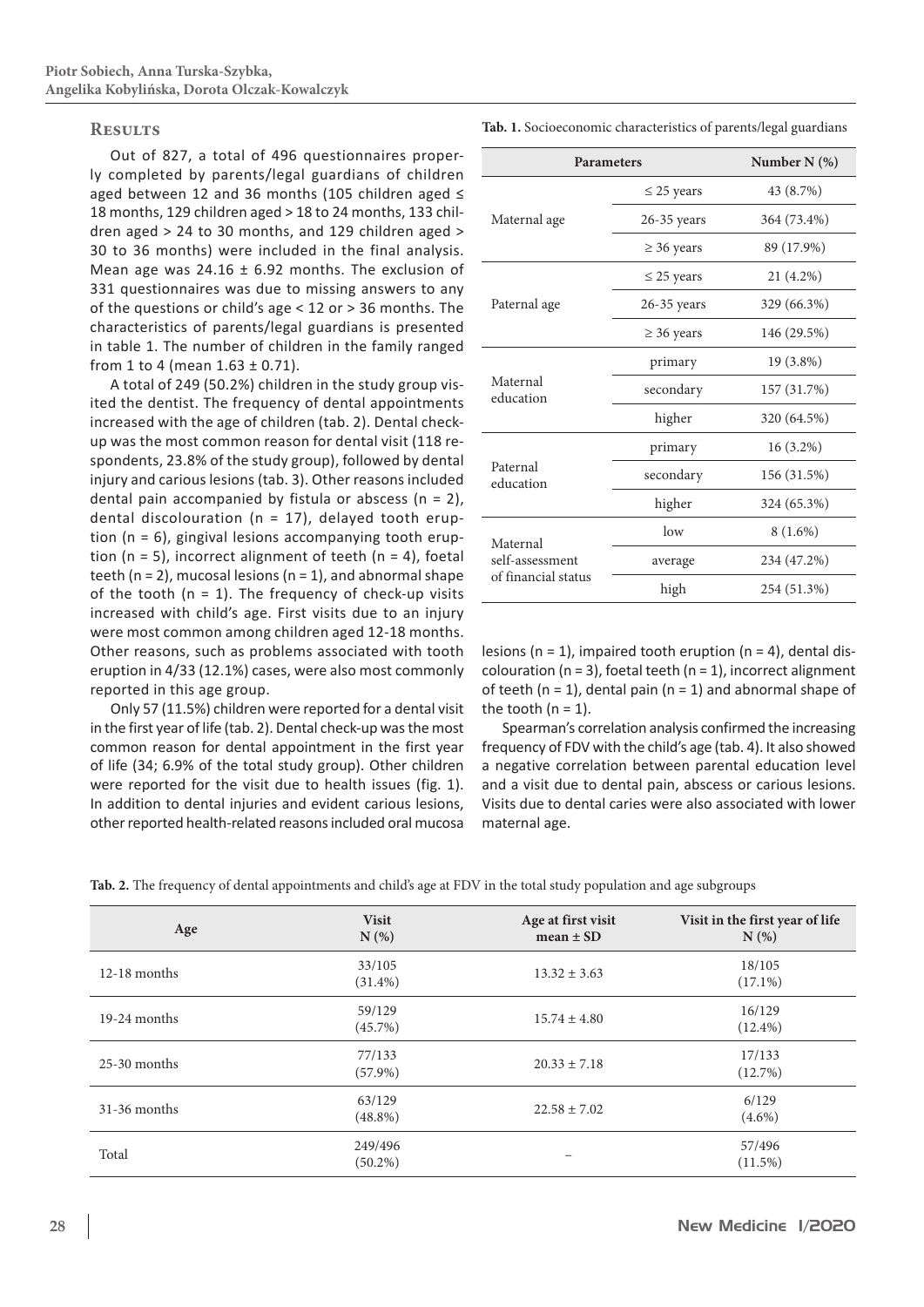## Results

Out of 827, a total of 496 questionnaires properly completed by parents/legal guardians of children aged between 12 and 36 months (105 children aged ≤ 18 months, 129 children aged > 18 to 24 months, 133 children aged > 24 to 30 months, and 129 children aged > 30 to 36 months) were included in the final analysis. Mean age was 24.16 ± 6.92 months. The exclusion of 331 questionnaires was due to missing answers to any of the questions or child's age < 12 or > 36 months. The characteristics of parents/legal guardians is presented in table 1. The number of children in the family ranged from 1 to 4 (mean 1.63 ± 0.71).

A total of 249 (50.2%) children in the study group visited the dentist. The frequency of dental appointments increased with the age of children (tab. 2). Dental check-up was the most common reason for dental visit (118 respondents, 23.8% of the study group), followed by dental injury and carious lesions (tab. 3). Other reasons included dental pain accompanied by fistula or abscess (n = 2), dental discolouration (n = 17), delayed tooth eruption (n = 6), gingival lesions accompanying tooth eruption (n = 5), incorrect alignment of teeth (n = 4), foetal teeth (n = 2), mucosal lesions (n = 1), and abnormal shape of the tooth (n = 1). The frequency of check-up visits increased with child's age. First visits due to an injury were most common among children aged 12-18 months. Other reasons, such as problems associated with tooth eruption in 4/33 (12.1%) cases, were also most commonly reported in this age group.

Only 57 (11.5%) children were reported for a dental visit in the first year of life (tab. 2). Dental check-up was the most common reason for dental appointment in the first year of life (34; 6.9% of the total study group). Other children were reported for the visit due to health issues (fig. 1). In addition to dental injuries and evident carious lesions, other reported health-related reasons included oral mucosa lesions (n = 1), impaired tooth eruption (n = 4), dental discolouration (n = 3), foetal teeth (n = 1), incorrect alignment of teeth (n = 1), dental pain (n = 1) and abnormal shape of the tooth (n = 1).

Spearman's correlation analysis confirmed the increasing frequency of FDV with the child's age (tab. 4). It also showed a negative correlation between parental education level and a visit due to dental pain, abscess or carious lesions. Visits due to dental caries were also associated with lower maternal age.

**Tab. 1.** Socioeconomic characteristics of parents/legal guardians

| Parameters | | Number N (%) |
|---|---|---|
| Maternal age | ≤ 25 years | 43 (8.7%) |
| | 26-35 years | 364 (73.4%) |
| | ≥ 36 years | 89 (17.9%) |
| Paternal age | ≤ 25 years | 21 (4.2%) |
| | 26-35 years | 329 (66.3%) |
| | ≥ 36 years | 146 (29.5%) |
| Maternal education | primary | 19 (3.8%) |
| | secondary | 157 (31.7%) |
| | higher | 320 (64.5%) |
| Paternal education | primary | 16 (3.2%) |
| | secondary | 156 (31.5%) |
| | higher | 324 (65.3%) |
| Maternal self-assessment of financial status | low | 8 (1.6%) |
| | average | 234 (47.2%) |
| | high | 254 (51.3%) |

**Tab. 2.** The frequency of dental appointments and child's age at FDV in the total study population and age subgroups

| Age | Visit N (%) | Age at first visit mean ± SD | Visit in the first year of life N (%) |
|---|---|---|---|
| 12-18 months | 33/105 (31.4%) | 13.32 ± 3.63 | 18/105 (17.1%) |
| 19-24 months | 59/129 (45.7%) | 15.74 ± 4.80 | 16/129 (12.4%) |
| 25-30 months | 77/133 (57.9%) | 20.33 ± 7.18 | 17/133 (12.7%) |
| 31-36 months | 63/129 (48.8%) | 22.58 ± 7.02 | 6/129 (4.6%) |
| Total | 249/496 (50.2%) | – | 57/496 (11.5%) |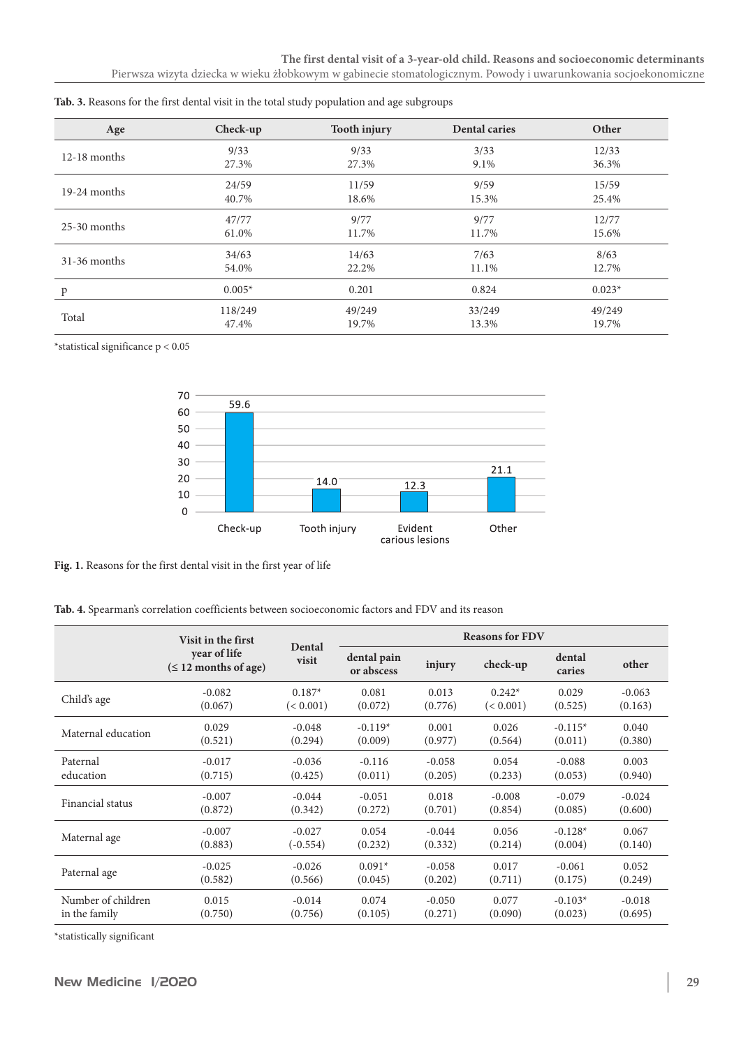Tab. 3. Reasons for the first dental visit in the total study population and age subgroups

| Age | Check-up | Tooth injury | Dental caries | Other |
|---|---|---|---|---|
| 12-18 months | 9/33<br>27.3% | 9/33<br>27.3% | 3/33<br>9.1% | 12/33<br>36.3% |
| 19-24 months | 24/59<br>40.7% | 11/59<br>18.6% | 9/59<br>15.3% | 15/59<br>25.4% |
| 25-30 months | 47/77<br>61.0% | 9/77<br>11.7% | 9/77<br>11.7% | 12/77<br>15.6% |
| 31-36 months | 34/63<br>54.0% | 14/63<br>22.2% | 7/63<br>11.1% | 8/63<br>12.7% |
| p | 0.005* | 0.201 | 0.824 | 0.023* |
| Total | 118/249<br>47.4% | 49/249<br>19.7% | 33/249<br>13.3% | 49/249<br>19.7% |

*statistical significance $p < 0.05$

| Reason | Value |
|---|---|
| Check-up | 59.6 |
| Tooth injury | 14.0 |
| Evident carious lesions | 12.3 |
| Other | 21.1 |

Fig. 1. Reasons for the first dental visit in the first year of life

Tab. 4. Spearman's correlation coefficients between socioeconomic factors and FDV and its reason

| | Visit in the first year of life (≤ 12 months of age) | Dental visit | Reasons for FDV | | | | |
|---|---|---|---|---|---|---|---|
| | | | dental pain or abscess | injury | check-up | dental caries | other |
| Child's age | -0.082<br>(0.067) | 0.187*<br>(< 0.001) | 0.081<br>(0.072) | 0.013<br>(0.776) | 0.242*<br>(< 0.001) | 0.029<br>(0.525) | -0.063<br>(0.163) |
| Maternal education | 0.029<br>(0.521) | -0.048<br>(0.294) | -0.119*<br>(0.009) | 0.001<br>(0.977) | 0.026<br>(0.564) | -0.115*<br>(0.011) | 0.040<br>(0.380) |
| Paternal education | -0.017<br>(0.715) | -0.036<br>(0.425) | -0.116<br>(0.011) | -0.058<br>(0.205) | 0.054<br>(0.233) | -0.088<br>(0.053) | 0.003<br>(0.940) |
| Financial status | -0.007<br>(0.872) | -0.044<br>(0.342) | -0.051<br>(0.272) | 0.018<br>(0.701) | -0.008<br>(0.854) | -0.079<br>(0.085) | -0.024<br>(0.600) |
| Maternal age | -0.007<br>(0.883) | -0.027<br>(-0.554) | 0.054<br>(0.232) | -0.044<br>(0.332) | 0.056<br>(0.214) | -0.128*<br>(0.004) | 0.067<br>(0.140) |
| Paternal age | -0.025<br>(0.582) | -0.026<br>(0.566) | 0.091*<br>(0.045) | -0.058<br>(0.202) | 0.017<br>(0.711) | -0.061<br>(0.175) | 0.052<br>(0.249) |
| Number of children in the family | 0.015<br>(0.750) | -0.014<br>(0.756) | 0.074<br>(0.105) | -0.050<br>(0.271) | 0.077<br>(0.090) | -0.103*<br>(0.023) | -0.018<br>(0.695) |

*statistically significant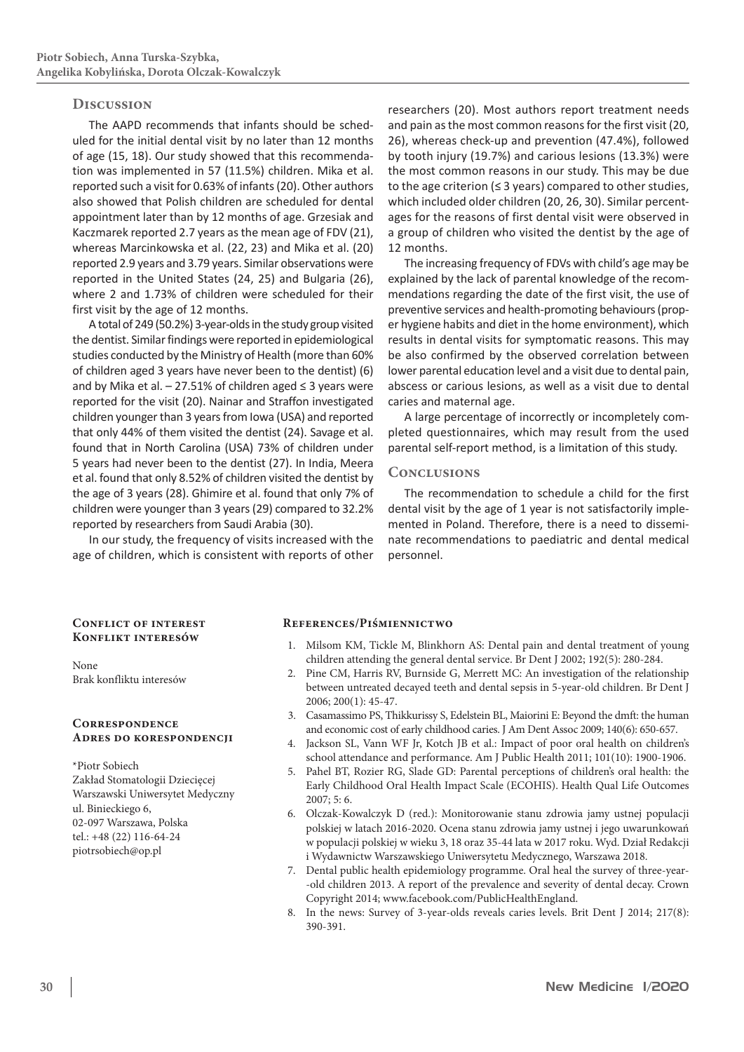## Discussion

The AAPD recommends that infants should be scheduled for the initial dental visit by no later than 12 months of age (15, 18). Our study showed that this recommendation was implemented in 57 (11.5%) children. Mika et al. reported such a visit for 0.63% of infants (20). Other authors also showed that Polish children are scheduled for dental appointment later than by 12 months of age. Grzesiak and Kaczmarek reported 2.7 years as the mean age of FDV (21), whereas Marcinkowska et al. (22, 23) and Mika et al. (20) reported 2.9 years and 3.79 years. Similar observations were reported in the United States (24, 25) and Bulgaria (26), where 2 and 1.73% of children were scheduled for their first visit by the age of 12 months.

A total of 249 (50.2%) 3-year-olds in the study group visited the dentist. Similar findings were reported in epidemiological studies conducted by the Ministry of Health (more than 60% of children aged 3 years have never been to the dentist) (6) and by Mika et al. – 27.51% of children aged ≤ 3 years were reported for the visit (20). Nainar and Straffon investigated children younger than 3 years from Iowa (USA) and reported that only 44% of them visited the dentist (24). Savage et al. found that in North Carolina (USA) 73% of children under 5 years had never been to the dentist (27). In India, Meera et al. found that only 8.52% of children visited the dentist by the age of 3 years (28). Ghimire et al. found that only 7% of children were younger than 3 years (29) compared to 32.2% reported by researchers from Saudi Arabia (30).

In our study, the frequency of visits increased with the age of children, which is consistent with reports of other researchers (20). Most authors report treatment needs and pain as the most common reasons for the first visit (20, 26), whereas check-up and prevention (47.4%), followed by tooth injury (19.7%) and carious lesions (13.3%) were the most common reasons in our study. This may be due to the age criterion (≤ 3 years) compared to other studies, which included older children (20, 26, 30). Similar percentages for the reasons of first dental visit were observed in a group of children who visited the dentist by the age of 12 months.

The increasing frequency of FDVs with child's age may be explained by the lack of parental knowledge of the recommendations regarding the date of the first visit, the use of preventive services and health-promoting behaviours (proper hygiene habits and diet in the home environment), which results in dental visits for symptomatic reasons. This may be also confirmed by the observed correlation between lower parental education level and a visit due to dental pain, abscess or carious lesions, as well as a visit due to dental caries and maternal age.

A large percentage of incorrectly or incompletely completed questionnaires, which may result from the used parental self-report method, is a limitation of this study.

## Conclusions

The recommendation to schedule a child for the first dental visit by the age of 1 year is not satisfactorily implemented in Poland. Therefore, there is a need to disseminate recommendations to paediatric and dental medical personnel.

### Conflict of interest
### Konflikt interesów

None
Brak konfliktu interesów

### Correspondence
### Adres do korespondencji

*Piotr Sobiech
Zakład Stomatologii Dziecięcej
Warszawski Uniwersytet Medyczny
ul. Binieckiego 6,
02-097 Warszawa, Polska
tel.: +48 (22) 116-64-24
piotrsobiech@op.pl

### References/Piśmiennictwo

1. Milsom KM, Tickle M, Blinkhorn AS: Dental pain and dental treatment of young children attending the general dental service. Br Dent J 2002; 192(5): 280-284.
2. Pine CM, Harris RV, Burnside G, Merrett MC: An investigation of the relationship between untreated decayed teeth and dental sepsis in 5-year-old children. Br Dent J 2006; 200(1): 45-47.
3. Casamassimo PS, Thikkurissy S, Edelstein BL, Maiorini E: Beyond the dmft: the human and economic cost of early childhood caries. J Am Dent Assoc 2009; 140(6): 650-657.
4. Jackson SL, Vann WF Jr, Kotch JB et al.: Impact of poor oral health on children's school attendance and performance. Am J Public Health 2011; 101(10): 1900-1906.
5. Pahel BT, Rozier RG, Slade GD: Parental perceptions of children's oral health: the Early Childhood Oral Health Impact Scale (ECOHIS). Health Qual Life Outcomes 2007; 5: 6.
6. Olczak-Kowalczyk D (red.): Monitorowanie stanu zdrowia jamy ustnej populacji polskiej w latach 2016-2020. Ocena stanu zdrowia jamy ustnej i jego uwarunkowań w populacji polskiej w wieku 3, 18 oraz 35-44 lata w 2017 roku. Wyd. Dział Redakcji i Wydawnictw Warszawskiego Uniwersytetu Medycznego, Warszawa 2018.
7. Dental public health epidemiology programme. Oral heal the survey of three-year--old children 2013. A report of the prevalence and severity of dental decay. Crown Copyright 2014; www.facebook.com/PublicHealthEngland.
8. In the news: Survey of 3-year-olds reveals caries levels. Brit Dent J 2014; 217(8): 390-391.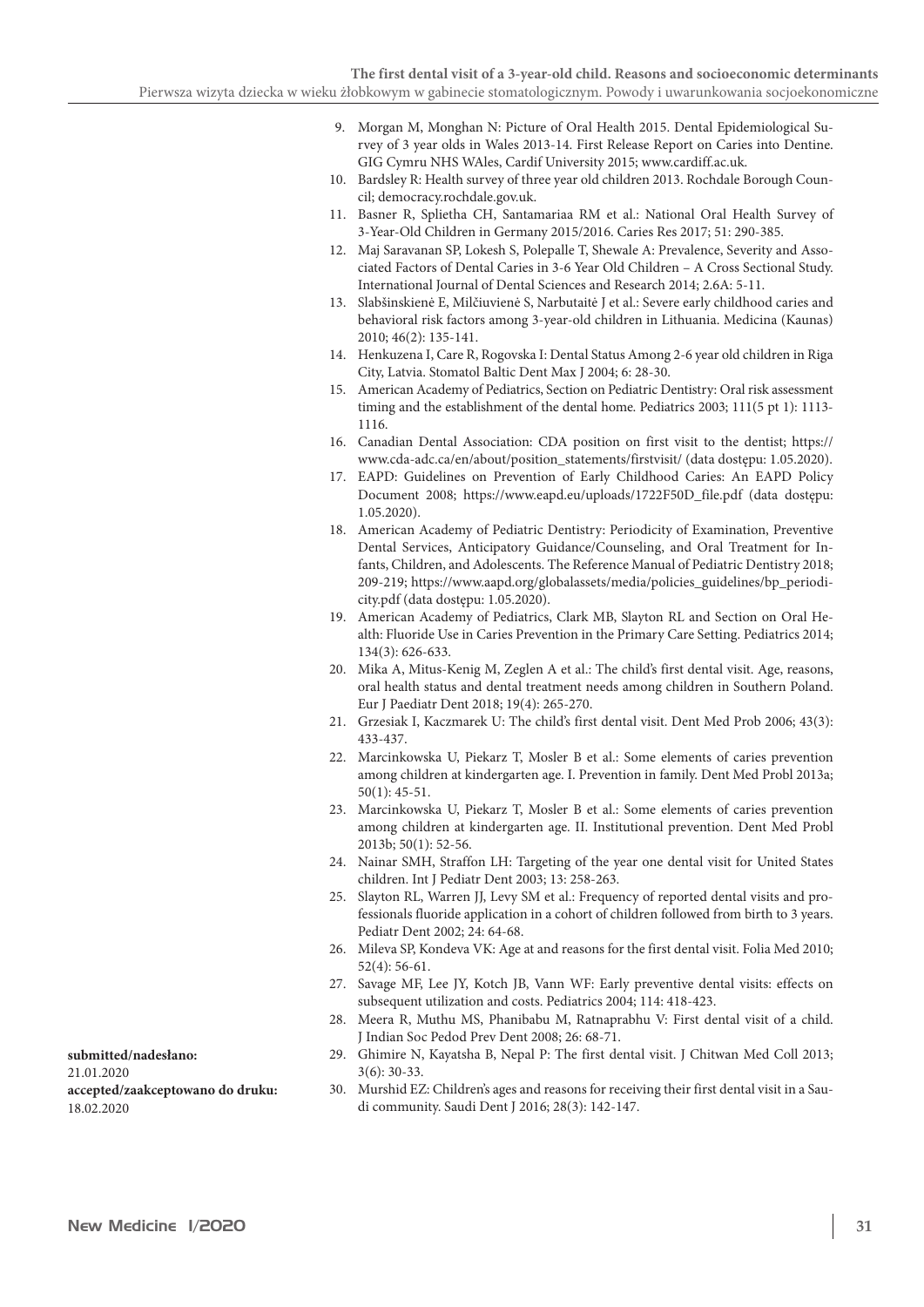9. Morgan M, Monghan N: Picture of Oral Health 2015. Dental Epidemiological Survey of 3 year olds in Wales 2013-14. First Release Report on Caries into Dentine. GIG Cymru NHS WAles, Cardif University 2015; www.cardiff.ac.uk.
10. Bardsley R: Health survey of three year old children 2013. Rochdale Borough Council; democracy.rochdale.gov.uk.
11. Basner R, Splietha CH, Santamariaa RM et al.: National Oral Health Survey of 3-Year-Old Children in Germany 2015/2016. Caries Res 2017; 51: 290-385.
12. Maj Saravanan SP, Lokesh S, Polepalle T, Shewale A: Prevalence, Severity and Associated Factors of Dental Caries in 3-6 Year Old Children – A Cross Sectional Study. International Journal of Dental Sciences and Research 2014; 2.6A: 5-11.
13. Slabšinskienė E, Milčiuvienė S, Narbutaitė J et al.: Severe early childhood caries and behavioral risk factors among 3-year-old children in Lithuania. Medicina (Kaunas) 2010; 46(2): 135-141.
14. Henkuzena I, Care R, Rogovska I: Dental Status Among 2-6 year old children in Riga City, Latvia. Stomatol Baltic Dent Max J 2004; 6: 28-30.
15. American Academy of Pediatrics, Section on Pediatric Dentistry: Oral risk assessment timing and the establishment of the dental home. Pediatrics 2003; 111(5 pt 1): 1113-1116.
16. Canadian Dental Association: CDA position on first visit to the dentist; https://www.cda-adc.ca/en/about/position_statements/firstvisit/ (data dostępu: 1.05.2020).
17. EAPD: Guidelines on Prevention of Early Childhood Caries: An EAPD Policy Document 2008; https://www.eapd.eu/uploads/1722F50D_file.pdf (data dostępu: 1.05.2020).
18. American Academy of Pediatric Dentistry: Periodicity of Examination, Preventive Dental Services, Anticipatory Guidance/Counseling, and Oral Treatment for Infants, Children, and Adolescents. The Reference Manual of Pediatric Dentistry 2018; 209-219; https://www.aapd.org/globalassets/media/policies_guidelines/bp_periodicity.pdf (data dostępu: 1.05.2020).
19. American Academy of Pediatrics, Clark MB, Slayton RL and Section on Oral Health: Fluoride Use in Caries Prevention in the Primary Care Setting. Pediatrics 2014; 134(3): 626-633.
20. Mika A, Mitus-Kenig M, Zeglen A et al.: The child's first dental visit. Age, reasons, oral health status and dental treatment needs among children in Southern Poland. Eur J Paediatr Dent 2018; 19(4): 265-270.
21. Grzesiak I, Kaczmarek U: The child's first dental visit. Dent Med Prob 2006; 43(3): 433-437.
22. Marcinkowska U, Piekarz T, Mosler B et al.: Some elements of caries prevention among children at kindergarten age. I. Prevention in family. Dent Med Probl 2013a; 50(1): 45-51.
23. Marcinkowska U, Piekarz T, Mosler B et al.: Some elements of caries prevention among children at kindergarten age. II. Institutional prevention. Dent Med Probl 2013b; 50(1): 52-56.
24. Nainar SMH, Straffon LH: Targeting of the year one dental visit for United States children. Int J Pediatr Dent 2003; 13: 258-263.
25. Slayton RL, Warren JJ, Levy SM et al.: Frequency of reported dental visits and professionals fluoride application in a cohort of children followed from birth to 3 years. Pediatr Dent 2002; 24: 64-68.
26. Mileva SP, Kondeva VK: Age at and reasons for the first dental visit. Folia Med 2010; 52(4): 56-61.
27. Savage MF, Lee JY, Kotch JB, Vann WF: Early preventive dental visits: effects on subsequent utilization and costs. Pediatrics 2004; 114: 418-423.
28. Meera R, Muthu MS, Phanibabu M, Ratnaprabhu V: First dental visit of a child. J Indian Soc Pedod Prev Dent 2008; 26: 68-71.
29. Ghimire N, Kayatsha B, Nepal P: The first dental visit. J Chitwan Med Coll 2013; 3(6): 30-33.
30. Murshid EZ: Children's ages and reasons for receiving their first dental visit in a Saudi community. Saudi Dent J 2016; 28(3): 142-147.

**submitted/nadesłano:**
21.01.2020
**accepted/zaakceptowano do druku:**
18.02.2020